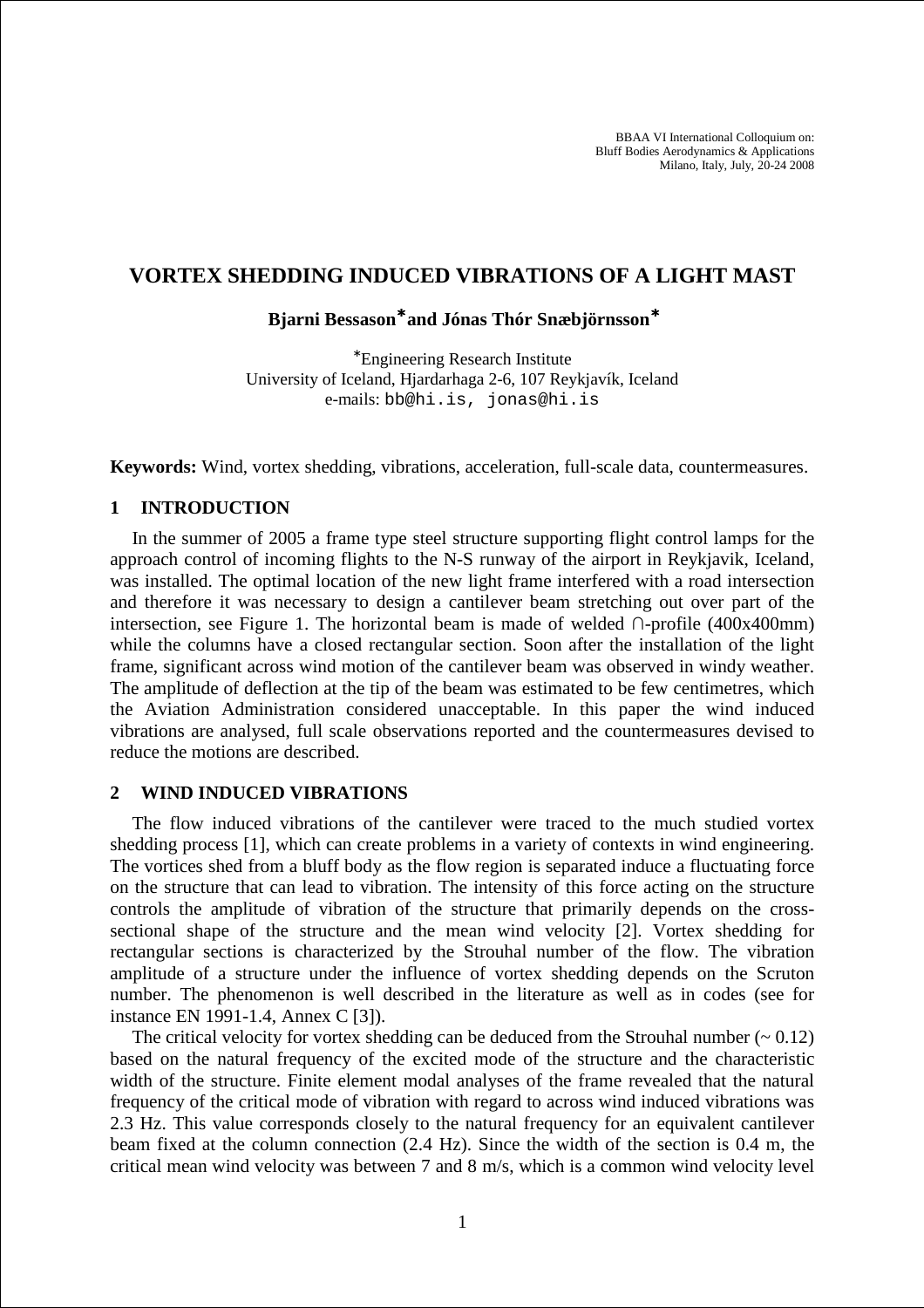BBAA VI International Colloquium on:
Bluff Bodies Aerodynamics & Applications
Milano, Italy, July, 20-24 2008

# VORTEX SHEDDING INDUCED VIBRATIONS OF A LIGHT MAST

**Bjarni Bessason[*] and Jónas Thór Snæbjörnsson[*]**

[*]Engineering Research Institute
University of Iceland, Hjardarhaga 2-6, 107 Reykjavík, Iceland
e-mails: bb@hi.is, jonas@hi.is

**Keywords:** Wind, vortex shedding, vibrations, acceleration, full-scale data, countermeasures.

## 1 INTRODUCTION

In the summer of 2005 a frame type steel structure supporting flight control lamps for the approach control of incoming flights to the N-S runway of the airport in Reykjavik, Iceland, was installed. The optimal location of the new light frame interfered with a road intersection and therefore it was necessary to design a cantilever beam stretching out over part of the intersection, see Figure 1. The horizontal beam is made of welded ∩-profile (400x400mm) while the columns have a closed rectangular section. Soon after the installation of the light frame, significant across wind motion of the cantilever beam was observed in windy weather. The amplitude of deflection at the tip of the beam was estimated to be few centimetres, which the Aviation Administration considered unacceptable. In this paper the wind induced vibrations are analysed, full scale observations reported and the countermeasures devised to reduce the motions are described.

## 2 WIND INDUCED VIBRATIONS

The flow induced vibrations of the cantilever were traced to the much studied vortex shedding process [1], which can create problems in a variety of contexts in wind engineering. The vortices shed from a bluff body as the flow region is separated induce a fluctuating force on the structure that can lead to vibration. The intensity of this force acting on the structure controls the amplitude of vibration of the structure that primarily depends on the cross-sectional shape of the structure and the mean wind velocity [2]. Vortex shedding for rectangular sections is characterized by the Strouhal number of the flow. The vibration amplitude of a structure under the influence of vortex shedding depends on the Scruton number. The phenomenon is well described in the literature as well as in codes (see for instance EN 1991-1.4, Annex C [3]).

The critical velocity for vortex shedding can be deduced from the Strouhal number ($\sim 0.12$) based on the natural frequency of the excited mode of the structure and the characteristic width of the structure. Finite element modal analyses of the frame revealed that the natural frequency of the critical mode of vibration with regard to across wind induced vibrations was 2.3 Hz. This value corresponds closely to the natural frequency for an equivalent cantilever beam fixed at the column connection (2.4 Hz). Since the width of the section is 0.4 m, the critical mean wind velocity was between 7 and 8 m/s, which is a common wind velocity level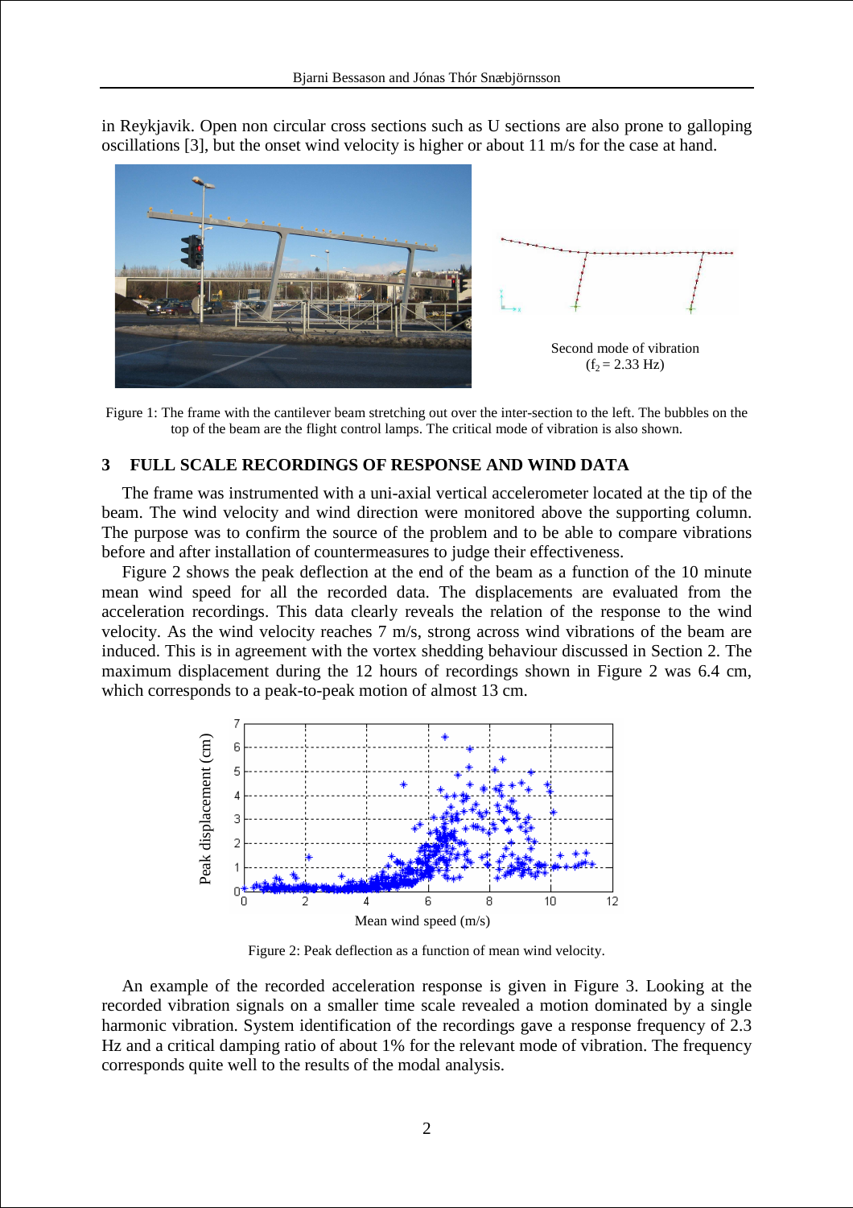in Reykjavik. Open non circular cross sections such as U sections are also prone to galloping oscillations [3], but the onset wind velocity is higher or about 11 m/s for the case at hand.

Second mode of vibration
($f_2$ = 2.33 Hz)

Figure 1: The frame with the cantilever beam stretching out over the inter-section to the left. The bubbles on the top of the beam are the flight control lamps. The critical mode of vibration is also shown.

## 3 FULL SCALE RECORDINGS OF RESPONSE AND WIND DATA

The frame was instrumented with a uni-axial vertical accelerometer located at the tip of the beam. The wind velocity and wind direction were monitored above the supporting column. The purpose was to confirm the source of the problem and to be able to compare vibrations before and after installation of countermeasures to judge their effectiveness.

Figure 2 shows the peak deflection at the end of the beam as a function of the 10 minute mean wind speed for all the recorded data. The displacements are evaluated from the acceleration recordings. This data clearly reveals the relation of the response to the wind velocity. As the wind velocity reaches 7 m/s, strong across wind vibrations of the beam are induced. This is in agreement with the vortex shedding behaviour discussed in Section 2. The maximum displacement during the 12 hours of recordings shown in Figure 2 was 6.4 cm, which corresponds to a peak-to-peak motion of almost 13 cm.

Figure 2: Peak deflection as a function of mean wind velocity.

An example of the recorded acceleration response is given in Figure 3. Looking at the recorded vibration signals on a smaller time scale revealed a motion dominated by a single harmonic vibration. System identification of the recordings gave a response frequency of 2.3 Hz and a critical damping ratio of about 1% for the relevant mode of vibration. The frequency corresponds quite well to the results of the modal analysis.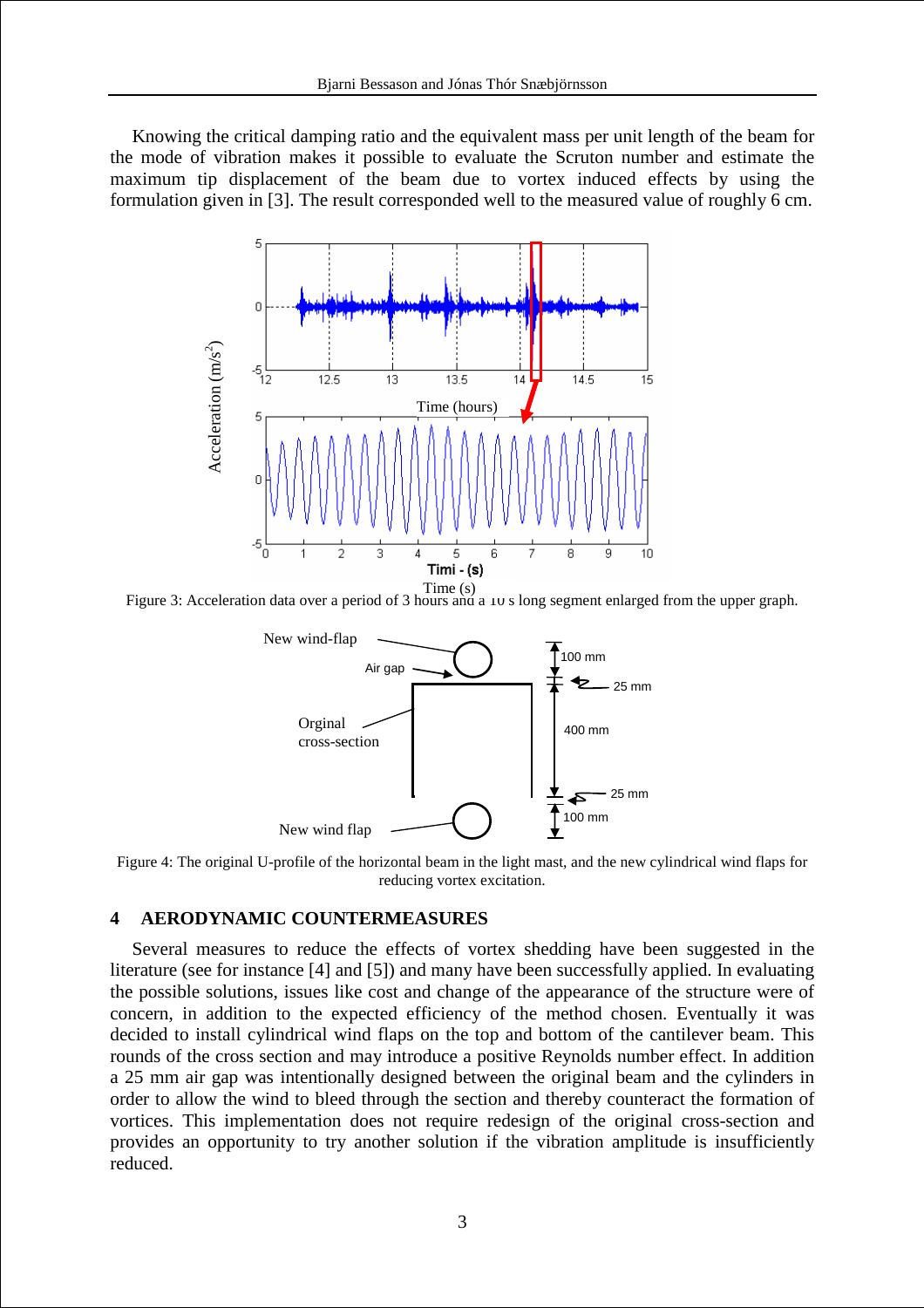Knowing the critical damping ratio and the equivalent mass per unit length of the beam for the mode of vibration makes it possible to evaluate the Scruton number and estimate the maximum tip displacement of the beam due to vortex induced effects by using the formulation given in [3]. The result corresponded well to the measured value of roughly 6 cm.

Figure 3: Acceleration data over a period of 3 hours and a 10 s long segment enlarged from the upper graph.

Figure 4: The original U-profile of the horizontal beam in the light mast, and the new cylindrical wind flaps for reducing vortex excitation.

## 4 AERODYNAMIC COUNTERMEASURES

Several measures to reduce the effects of vortex shedding have been suggested in the literature (see for instance [4] and [5]) and many have been successfully applied. In evaluating the possible solutions, issues like cost and change of the appearance of the structure were of concern, in addition to the expected efficiency of the method chosen. Eventually it was decided to install cylindrical wind flaps on the top and bottom of the cantilever beam. This rounds of the cross section and may introduce a positive Reynolds number effect. In addition a 25 mm air gap was intentionally designed between the original beam and the cylinders in order to allow the wind to bleed through the section and thereby counteract the formation of vortices. This implementation does not require redesign of the original cross-section and provides an opportunity to try another solution if the vibration amplitude is insufficiently reduced.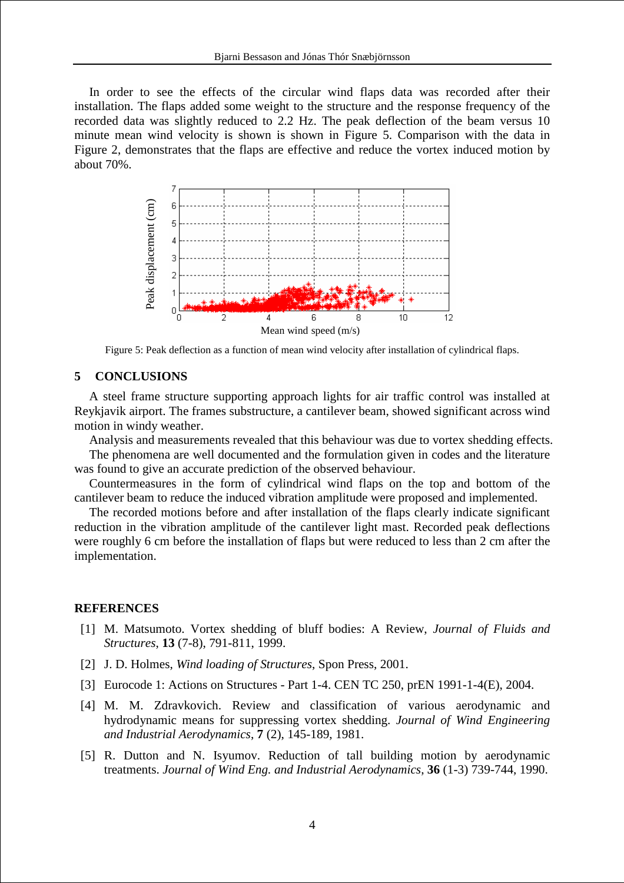In order to see the effects of the circular wind flaps data was recorded after their installation. The flaps added some weight to the structure and the response frequency of the recorded data was slightly reduced to 2.2 Hz. The peak deflection of the beam versus 10 minute mean wind velocity is shown in Figure 5. Comparison with the data in Figure 2, demonstrates that the flaps are effective and reduce the vortex induced motion by about 70%.

Peak displacement (cm)

0
1
2
3
4
5
6
7

0
2
4
6
8
10
12

Mean wind speed (m/s)

Figure 5: Peak deflection as a function of mean wind velocity after installation of cylindrical flaps.

## 5 CONCLUSIONS

A steel frame structure supporting approach lights for air traffic control was installed at Reykjavik airport. The frames substructure, a cantilever beam, showed significant across wind motion in windy weather.

Analysis and measurements revealed that this behaviour was due to vortex shedding effects.

The phenomena are well documented and the formulation given in codes and the literature was found to give an accurate prediction of the observed behaviour.

Countermeasures in the form of cylindrical wind flaps on the top and bottom of the cantilever beam to reduce the induced vibration amplitude were proposed and implemented.

The recorded motions before and after installation of the flaps clearly indicate significant reduction in the vibration amplitude of the cantilever light mast. Recorded peak deflections were roughly 6 cm before the installation of flaps but were reduced to less than 2 cm after the implementation.

## REFERENCES

[1] M. Matsumoto. Vortex shedding of bluff bodies: A Review, *Journal of Fluids and Structures*, **13** (7-8), 791-811, 1999.

[2] J. D. Holmes, *Wind loading of Structures*, Spon Press, 2001.

[3] Eurocode 1: Actions on Structures - Part 1-4. CEN TC 250, prEN 1991-1-4(E), 2004.

[4] M. M. Zdravkovich. Review and classification of various aerodynamic and hydrodynamic means for suppressing vortex shedding. *Journal of Wind Engineering and Industrial Aerodynamics*, **7** (2), 145-189, 1981.

[5] R. Dutton and N. Isyumov. Reduction of tall building motion by aerodynamic treatments. *Journal of Wind Eng. and Industrial Aerodynamics*, **36** (1-3) 739-744, 1990.